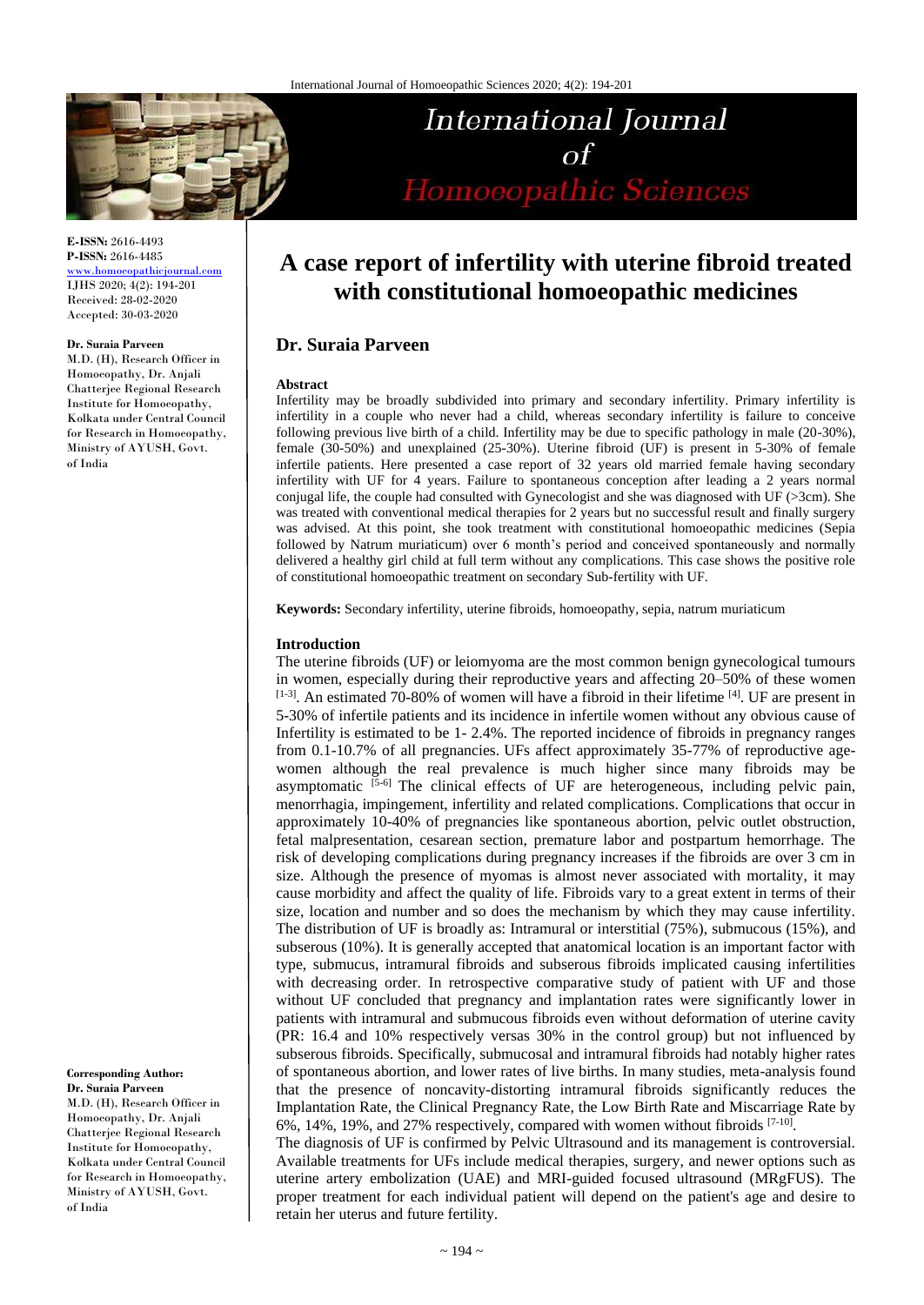# A case report of infertility with uterine fibroid treated with constitutional homoeopathic medicines

**Dr. Suraia Parveen**

**E-ISSN:** 2616-4493
**P-ISSN:** 2616-4485
www.homoeopathicjournal.com
IJHS 2020; 4(2): 194-201
Received: 28-02-2020
Accepted: 30-03-2020

**Dr. Suraia Parveen**
M.D. (H), Research Officer in Homoeopathy, Dr. Anjali Chatterjee Regional Research Institute for Homoeopathy, Kolkata under Central Council for Research in Homoeopathy, Ministry of AYUSH, Govt. of India

**Corresponding Author:**
**Dr. Suraia Parveen**
M.D. (H), Research Officer in Homoeopathy, Dr. Anjali Chatterjee Regional Research Institute for Homoeopathy, Kolkata under Central Council for Research in Homoeopathy, Ministry of AYUSH, Govt. of India

## Abstract

Infertility may be broadly subdivided into primary and secondary infertility. Primary infertility is infertility in a couple who never had a child, whereas secondary infertility is failure to conceive following previous live birth of a child. Infertility may be due to specific pathology in male (20-30%), female (30-50%) and unexplained (25-30%). Uterine fibroid (UF) is present in 5-30% of female infertile patients. Here presented a case report of 32 years old married female having secondary infertility with UF for 4 years. Failure to spontaneous conception after leading a 2 years normal conjugal life, the couple had consulted with Gynecologist and she was diagnosed with UF (>3cm). She was treated with conventional medical therapies for 2 years but no successful result and finally surgery was advised. At this point, she took treatment with constitutional homoeopathic medicines (Sepia followed by Natrum muriaticum) over 6 month's period and conceived spontaneously and normally delivered a healthy girl child at full term without any complications. This case shows the positive role of constitutional homoeopathic treatment on secondary Sub-fertility with UF.

**Keywords:** Secondary infertility, uterine fibroids, homoeopathy, sepia, natrum muriaticum

## Introduction

The uterine fibroids (UF) or leiomyoma are the most common benign gynecological tumours in women, especially during their reproductive years and affecting 20–50% of these women [1-3]. An estimated 70-80% of women will have a fibroid in their lifetime [4]. UF are present in 5-30% of infertile patients and its incidence in infertile women without any obvious cause of Infertility is estimated to be 1- 2.4%. The reported incidence of fibroids in pregnancy ranges from 0.1-10.7% of all pregnancies. UFs affect approximately 35-77% of reproductive age-women although the real prevalence is much higher since many fibroids may be asymptomatic [5-6] The clinical effects of UF are heterogeneous, including pelvic pain, menorrhagia, impingement, infertility and related complications. Complications that occur in approximately 10-40% of pregnancies like spontaneous abortion, pelvic outlet obstruction, fetal malpresentation, cesarean section, premature labor and postpartum hemorrhage. The risk of developing complications during pregnancy increases if the fibroids are over 3 cm in size. Although the presence of myomas is almost never associated with mortality, it may cause morbidity and affect the quality of life. Fibroids vary to a great extent in terms of their size, location and number and so does the mechanism by which they may cause infertility. The distribution of UF is broadly as: Intramural or interstitial (75%), submucous (15%), and subserous (10%). It is generally accepted that anatomical location is an important factor with type, submucus, intramural fibroids and subserous fibroids implicated causing infertilities with decreasing order. In retrospective comparative study of patient with UF and those without UF concluded that pregnancy and implantation rates were significantly lower in patients with intramural and submucous fibroids even without deformation of uterine cavity (PR: 16.4 and 10% respectively versas 30% in the control group) but not influenced by subserous fibroids. Specifically, submucosal and intramural fibroids had notably higher rates of spontaneous abortion, and lower rates of live births. In many studies, meta-analysis found that the presence of noncavity-distorting intramural fibroids significantly reduces the Implantation Rate, the Clinical Pregnancy Rate, the Low Birth Rate and Miscarriage Rate by 6%, 14%, 19%, and 27% respectively, compared with women without fibroids [7-10].

The diagnosis of UF is confirmed by Pelvic Ultrasound and its management is controversial. Available treatments for UFs include medical therapies, surgery, and newer options such as uterine artery embolization (UAE) and MRI-guided focused ultrasound (MRgFUS). The proper treatment for each individual patient will depend on the patient's age and desire to retain her uterus and future fertility.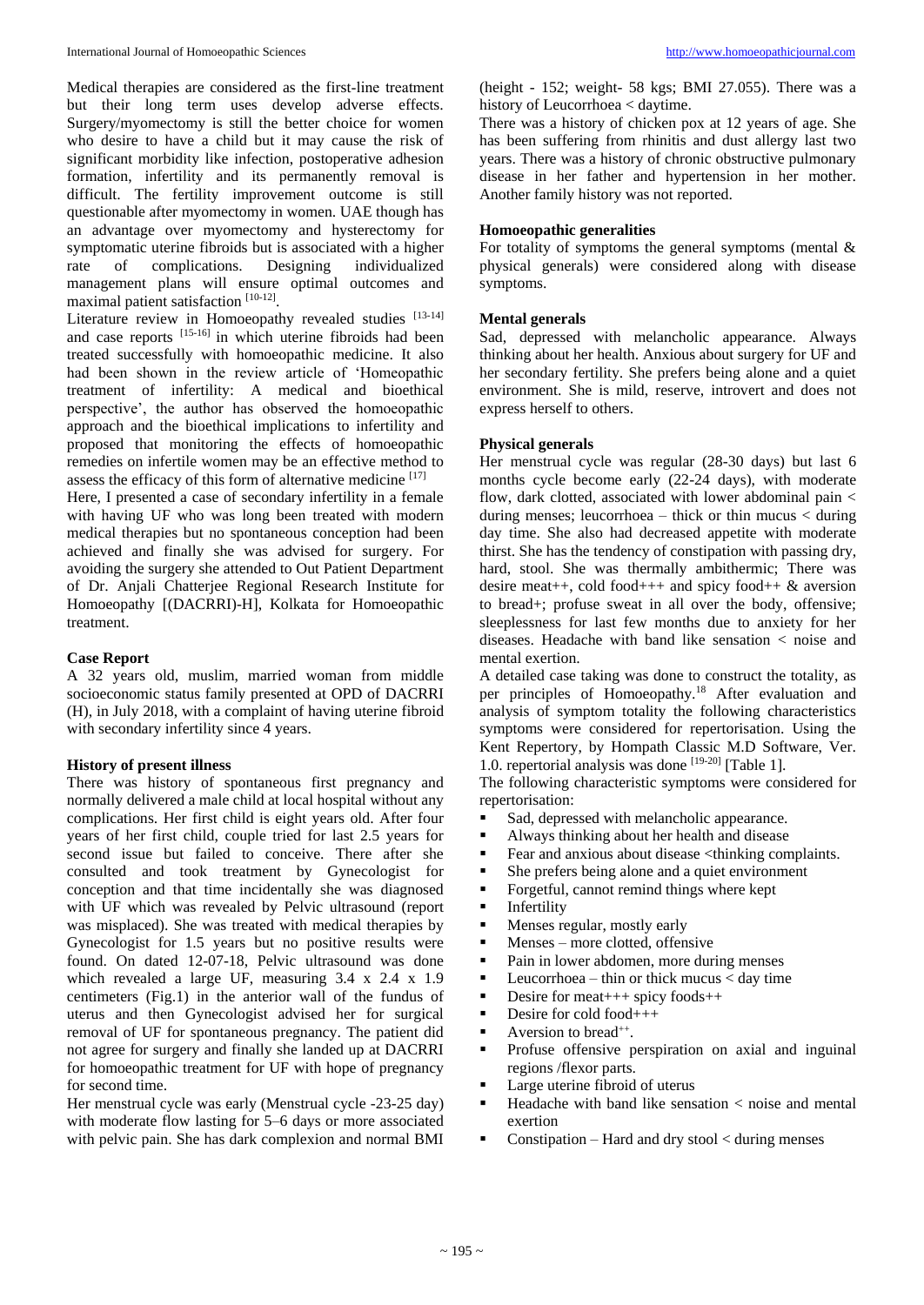Medical therapies are considered as the first-line treatment but their long term uses develop adverse effects. Surgery/myomectomy is still the better choice for women who desire to have a child but it may cause the risk of significant morbidity like infection, postoperative adhesion formation, infertility and its permanently removal is difficult. The fertility improvement outcome is still questionable after myomectomy in women. UAE though has an advantage over myomectomy and hysterectomy for symptomatic uterine fibroids but is associated with a higher rate of complications. Designing individualized management plans will ensure optimal outcomes and maximal patient satisfaction [10-12].

Literature review in Homoeopathy revealed studies [13-14] and case reports [15-16] in which uterine fibroids had been treated successfully with homoeopathic medicine. It also had been shown in the review article of 'Homoeopathic treatment of infertility: A medical and bioethical perspective', the author has observed the homoeopathic approach and the bioethical implications to infertility and proposed that monitoring the effects of homoeopathic remedies on infertile women may be an effective method to assess the efficacy of this form of alternative medicine [17]

Here, I presented a case of secondary infertility in a female with having UF who was long been treated with modern medical therapies but no spontaneous conception had been achieved and finally she was advised for surgery. For avoiding the surgery she attended to Out Patient Department of Dr. Anjali Chatterjee Regional Research Institute for Homoeopathy [(DACRRI)-H], Kolkata for Homoeopathic treatment.

## Case Report

A 32 years old, muslim, married woman from middle socioeconomic status family presented at OPD of DACRRI (H), in July 2018, with a complaint of having uterine fibroid with secondary infertility since 4 years.

### History of present illness

There was history of spontaneous first pregnancy and normally delivered a male child at local hospital without any complications. Her first child is eight years old. After four years of her first child, couple tried for last 2.5 years for second issue but failed to conceive. There after she consulted and took treatment by Gynecologist for conception and that time incidentally she was diagnosed with UF which was revealed by Pelvic ultrasound (report was misplaced). She was treated with medical therapies by Gynecologist for 1.5 years but no positive results were found. On dated 12-07-18, Pelvic ultrasound was done which revealed a large UF, measuring 3.4 x 2.4 x 1.9 centimeters (Fig.1) in the anterior wall of the fundus of uterus and then Gynecologist advised her for surgical removal of UF for spontaneous pregnancy. The patient did not agree for surgery and finally she landed up at DACRRI for homoeopathic treatment for UF with hope of pregnancy for second time.

Her menstrual cycle was early (Menstrual cycle -23-25 day) with moderate flow lasting for 5–6 days or more associated with pelvic pain. She has dark complexion and normal BMI (height - 152; weight- 58 kgs; BMI 27.055). There was a history of Leucorrhoea < daytime.

There was a history of chicken pox at 12 years of age. She has been suffering from rhinitis and dust allergy last two years. There was a history of chronic obstructive pulmonary disease in her father and hypertension in her mother. Another family history was not reported.

### Homoeopathic generalities

For totality of symptoms the general symptoms (mental & physical generals) were considered along with disease symptoms.

### Mental generals

Sad, depressed with melancholic appearance. Always thinking about her health. Anxious about surgery for UF and her secondary fertility. She prefers being alone and a quiet environment. She is mild, reserve, introvert and does not express herself to others.

### Physical generals

Her menstrual cycle was regular (28-30 days) but last 6 months cycle become early (22-24 days), with moderate flow, dark clotted, associated with lower abdominal pain < during menses; leucorrhoea – thick or thin mucus < during day time. She also had decreased appetite with moderate thirst. She has the tendency of constipation with passing dry, hard, stool. She was thermally ambithermic; There was desire meat++, cold food+++ and spicy food++ & aversion to bread+; profuse sweat in all over the body, offensive; sleeplessness for last few months due to anxiety for her diseases. Headache with band like sensation < noise and mental exertion.

A detailed case taking was done to construct the totality, as per principles of Homoeopathy.[18] After evaluation and analysis of symptom totality the following characteristics symptoms were considered for repertorisation. Using the Kent Repertory, by Hompath Classic M.D Software, Ver. 1.0. repertorial analysis was done [19-20] [Table 1].

The following characteristic symptoms were considered for repertorisation:

- Sad, depressed with melancholic appearance.
- Always thinking about her health and disease
- Fear and anxious about disease <thinking complaints.
- She prefers being alone and a quiet environment
- Forgetful, cannot remind things where kept
- Infertility
- Menses regular, mostly early
- Menses – more clotted, offensive
- Pain in lower abdomen, more during menses
- Leucorrhoea – thin or thick mucus < day time
- Desire for meat+++ spicy foods++
- Desire for cold food+++
- Aversion to bread++.
- Profuse offensive perspiration on axial and inguinal regions /flexor parts.
- Large uterine fibroid of uterus
- Headache with band like sensation < noise and mental exertion
- Constipation – Hard and dry stool < during menses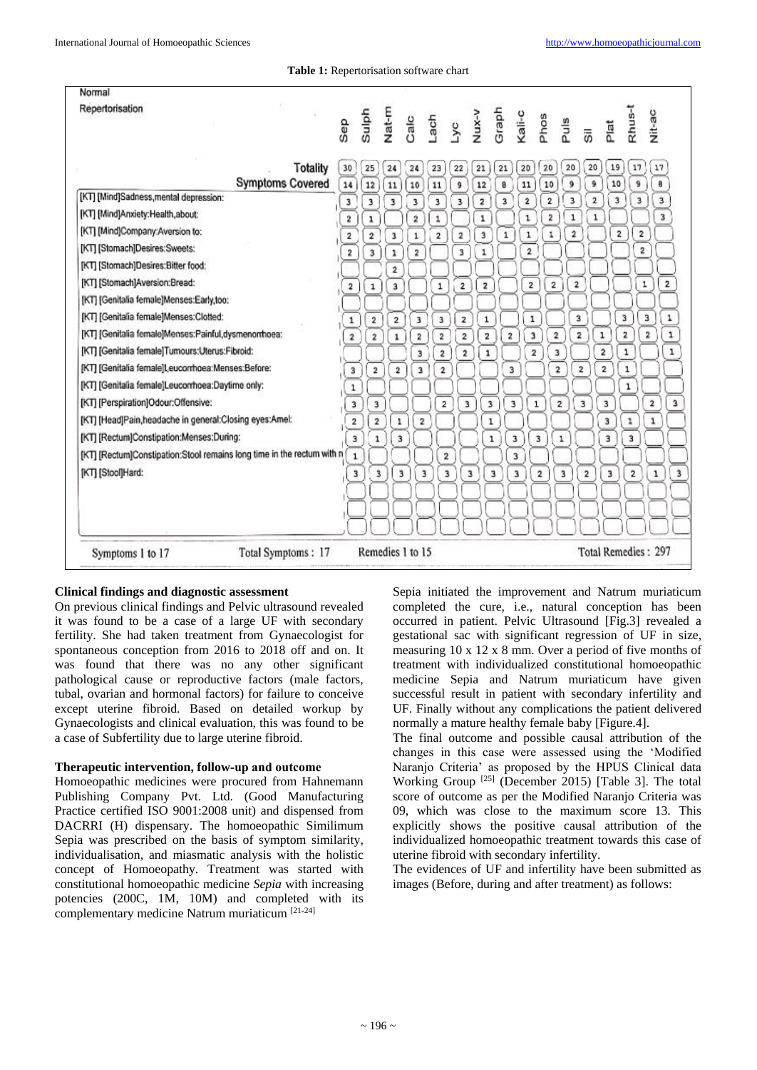**Table 1:** Repertorisation software chart

Normal Repertorisation

| | Sep | Sulph | Nat-m | Calc | Lach | Lyc | Nux-v | Graph | Kali-c | Phos | Puls | Sil | Plat | Rhus-t | Nit-ac |
|---|---|---|---|---|---|---|---|---|---|---|---|---|---|---|---|
| Totality | 30 | 25 | 24 | 24 | 23 | 22 | 21 | 21 | 20 | 20 | 20 | 20 | 19 | 17 | 17 |
| Symptoms Covered | 14 | 12 | 11 | 10 | 11 | 9 | 12 | 8 | 11 | 10 | 9 | 9 | 10 | 9 | 8 |
| [KT] [Mind]Sadness,mental depression: | 3 | 3 | 3 | 3 | 3 | 3 | 2 | 3 | 2 | 2 | 3 | 2 | 3 | 3 | 3 |
| [KT] [Mind]Anxiety:Health,about: | 2 | 1 | | 2 | 1 | | 1 | | 1 | 2 | 1 | 1 | | | 3 |
| [KT] [Mind]Company:Aversion to: | 2 | 2 | 3 | 1 | 2 | 2 | 3 | 1 | 1 | 1 | 2 | | 2 | 2 | |
| [KT] [Stomach]Desires:Sweets: | 2 | 3 | 1 | 2 | | 3 | 1 | | 2 | | | | | 2 | |
| [KT] [Stomach]Desires:Bitter food: | | | 2 | | | | | | | | | | | | |
| [KT] [Stomach]Aversion:Bread: | 2 | 1 | 3 | | 1 | 2 | 2 | | 2 | 2 | 2 | | | 1 | 2 |
| [KT] [Genitalia female]Menses:Early,too: | | | | | | | | | | | | | | | |
| [KT] [Genitalia female]Menses:Clotted: | 1 | 2 | 2 | 3 | 3 | 2 | 1 | | 1 | | 3 | | 3 | 3 | 1 |
| [KT] [Genitalia female]Menses:Painful,dysmenorrhoea: | 2 | 2 | 1 | 2 | 2 | 2 | 2 | 2 | 3 | 2 | 2 | 1 | 2 | 2 | 1 |
| [KT] [Genitalia female]Tumours:Uterus:Fibroid: | | | | 3 | 2 | 2 | 1 | | 2 | 3 | | 2 | 1 | | 1 |
| [KT] [Genitalia female]Leucorrhoea:Menses:Before: | 3 | 2 | 2 | 3 | 2 | | | 3 | | 2 | 2 | 2 | 1 | | |
| [KT] [Genitalia female]Leucorrhoea:Daytime only: | 1 | | | | | | | | | | | | 1 | | |
| [KT] [Perspiration]Odour:Offensive: | 3 | 3 | | | 2 | 3 | 3 | 3 | 1 | 2 | 3 | 3 | | 2 | 3 |
| [KT] [Head]Pain,headache in general:Closing eyes:Amel: | 2 | 2 | 1 | 2 | | | 1 | | | | | 3 | 1 | 1 | |
| [KT] [Rectum]Constipation:Menses:During: | 3 | 1 | 3 | | | | 1 | 3 | 3 | 1 | | 3 | 3 | | |
| [KT] [Rectum]Constipation:Stool remains long time in the rectum with n | 1 | | | | 2 | | | 3 | | | | | | | |
| [KT] [Stool]Hard: | 3 | 3 | 3 | 3 | 3 | 3 | 3 | 3 | 2 | 3 | 2 | 3 | 2 | 1 | 3 |

Symptoms 1 to 17 | Total Symptoms : 17 | Remedies 1 to 15 | Total Remedies : 297

**Clinical findings and diagnostic assessment**

On previous clinical findings and Pelvic ultrasound revealed it was found to be a case of a large UF with secondary fertility. She had taken treatment from Gynaecologist for spontaneous conception from 2016 to 2018 off and on. It was found that there was no any other significant pathological cause or reproductive factors (male factors, tubal, ovarian and hormonal factors) for failure to conceive except uterine fibroid. Based on detailed workup by Gynaecologists and clinical evaluation, this was found to be a case of Subfertility due to large uterine fibroid.

**Therapeutic intervention, follow-up and outcome**

Homoeopathic medicines were procured from Hahnemann Publishing Company Pvt. Ltd. (Good Manufacturing Practice certified ISO 9001:2008 unit) and dispensed from DACRRI (H) dispensary. The homoeopathic Similimum Sepia was prescribed on the basis of symptom similarity, individualisation, and miasmatic analysis with the holistic concept of Homoeopathy. Treatment was started with constitutional homoeopathic medicine *Sepia* with increasing potencies (200C, 1M, 10M) and completed with its complementary medicine Natrum muriaticum [21-24]

Sepia initiated the improvement and Natrum muriaticum completed the cure, i.e., natural conception has been occurred in patient. Pelvic Ultrasound [Fig.3] revealed a gestational sac with significant regression of UF in size, measuring 10 x 12 x 8 mm. Over a period of five months of treatment with individualized constitutional homoeopathic medicine Sepia and Natrum muriaticum have given successful result in patient with secondary infertility and UF. Finally without any complications the patient delivered normally a mature healthy female baby [Figure.4].

The final outcome and possible causal attribution of the changes in this case were assessed using the 'Modified Naranjo Criteria' as proposed by the HPUS Clinical data Working Group [25] (December 2015) [Table 3]. The total score of outcome as per the Modified Naranjo Criteria was 09, which was close to the maximum score 13. This explicitly shows the positive causal attribution of the individualized homoeopathic treatment towards this case of uterine fibroid with secondary infertility.

The evidences of UF and infertility have been submitted as images (Before, during and after treatment) as follows: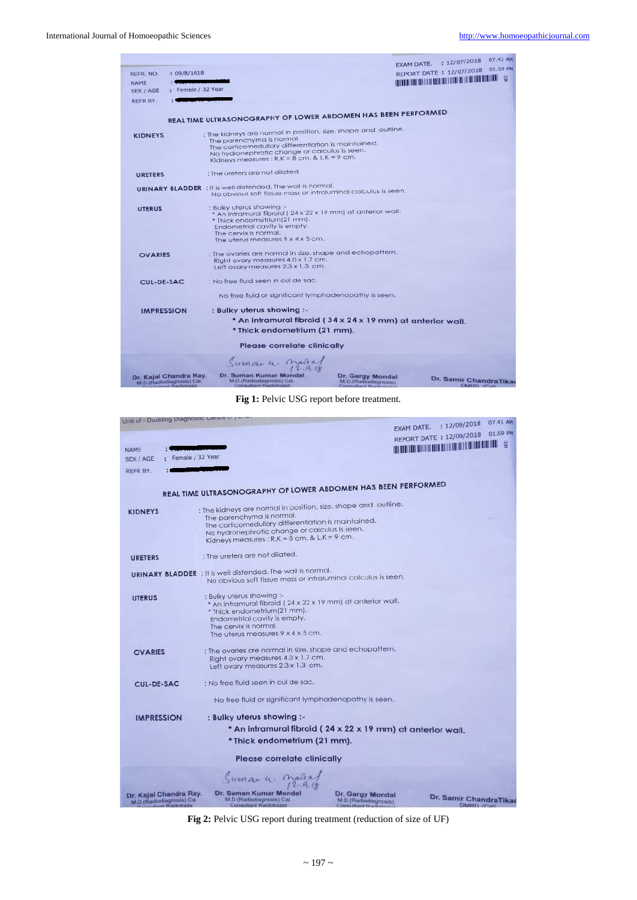EXAM DATE. : 12/07/2018 07.41 AM
REPORT DATE : 12/07/2018 01.59 PM

REFR. NO. : 09/B/1618
NAME :
SEX / AGE : Female / 32 Year
REFR BY. :

**REAL TIME ULTRASONOGRAPHY OF LOWER ABDOMEN HAS BEEN PERFORMED**

| | |
|---|---|
| **KIDNEYS** | : The kidneys are normal in position, size, shape and outline. The parenchyma is normal. The corticomedullary differentiation is maintained. No hydronephrotic change or calculus is seen. Kidneys measures : R.K = 8 cm. & L.K = 9 cm. |
| **URETERS** | : The ureters are not dilated. |
| **URINARY BLADDER** | : It is well distended. The wall is normal. No obvious soft tissue mass or intraluminal calculus is seen. |
| **UTERUS** | : Bulky uterus showing :- * An intramural fibroid ( 24 x 22 x 19 mm) at anterior wall. * Thick endometrium(21 mm). Endometrial cavity is empty. The cervix is normal. The uterus measures 9 x 4 x 5 cm. |
| **OVARIES** | : The ovaries are normal in size, shape and echopattern. Right ovary measures 4.0 x 1.7 cm. Left ovary measures 2.3 x 1.3 cm. |
| **CUL-DE-SAC** | : No free fluid seen in cul de sac. |

No free fluid or significant lymphadenopathy is seen.

**IMPRESSION** : **Bulky uterus showing :-**
**\* An intramural fibroid ( 34 x 24 x 19 mm) at anterior wall.**
**\* Thick endometrium (21 mm).**

**Please correlate clinically**

Suman K. Mondal 12.9.18

Dr. Kajal Chandra Ray. M.D.(Radiodiagnosis) Cal. Consultant Radiologist | Dr. Suman Kumar Mondal M.D.(Radiodiagnosis) Cal. Consultant Radiologist | Dr. Gargy Mondal M.D.(Radiodiagnosis) Consultant Radiologist | Dr. Samir Chandra Tikadar DMRD (Cal)

**Fig 1:** Pelvic USG report before treatment.

Unit of - Duckling Diagnostic Centre

EXAM DATE. : 12/09/2018 07.41 AM
REPORT DATE : 12/09/2018 01.59 PM

NAME :
SEX / AGE : Female / 32 Year
REFR BY. :

**REAL TIME ULTRASONOGRAPHY OF LOWER ABDOMEN HAS BEEN PERFORMED**

| | |
|---|---|
| **KIDNEYS** | : The kidneys are normal in position, size, shape and outline. The parenchyma is normal. The corticomedullary differentiation is maintained. No hydronephrotic change or calculus is seen. Kidneys measures : R.K = 8 cm. & L.K = 9 cm. |
| **URETERS** | : The ureters are not dilated. |
| **URINARY BLADDER** | : It is well distended. The wall is normal. No obvious soft tissue mass or intraluminal calculus is seen. |
| **UTERUS** | : Bulky uterus showing :- * An intramural fibroid ( 24 x 22 x 19 mm) at anterior wall. * Thick endometrium(21 mm). Endometrial cavity is empty. The cervix is normal. The uterus measures 9 x 4 x 5 cm. |
| **OVARIES** | : The ovaries are normal in size, shape and echopattern. Right ovary measures 4.0 x 1.7 cm. Left ovary measures 2.3 x 1.3 cm. |
| **CUL-DE-SAC** | : No free fluid seen in cul de sac. |

No free fluid or significant lymphadenopathy is seen.

**IMPRESSION** : **Bulky uterus showing :-**
**\* An intramural fibroid ( 24 x 22 x 19 mm) at anterior wall.**
**\* Thick endometrium (21 mm).**

**Please correlate clinically**

Suman K. Mondal 12.9.18

Dr. Kajal Chandra Ray. M.D.(Radiodiagnosis) Cal. Consultant Radiologist | Dr. Suman Kumar Mondal M.D.(Radiodiagnosis) Cal. Consultant Radiologist | Dr. Gargy Mondal M.D.(Radiodiagnosis) Consultant Radiologist | Dr. Samir Chandra Tikadar DMRD (Cal)

**Fig 2:** Pelvic USG report during treatment (reduction of size of UF)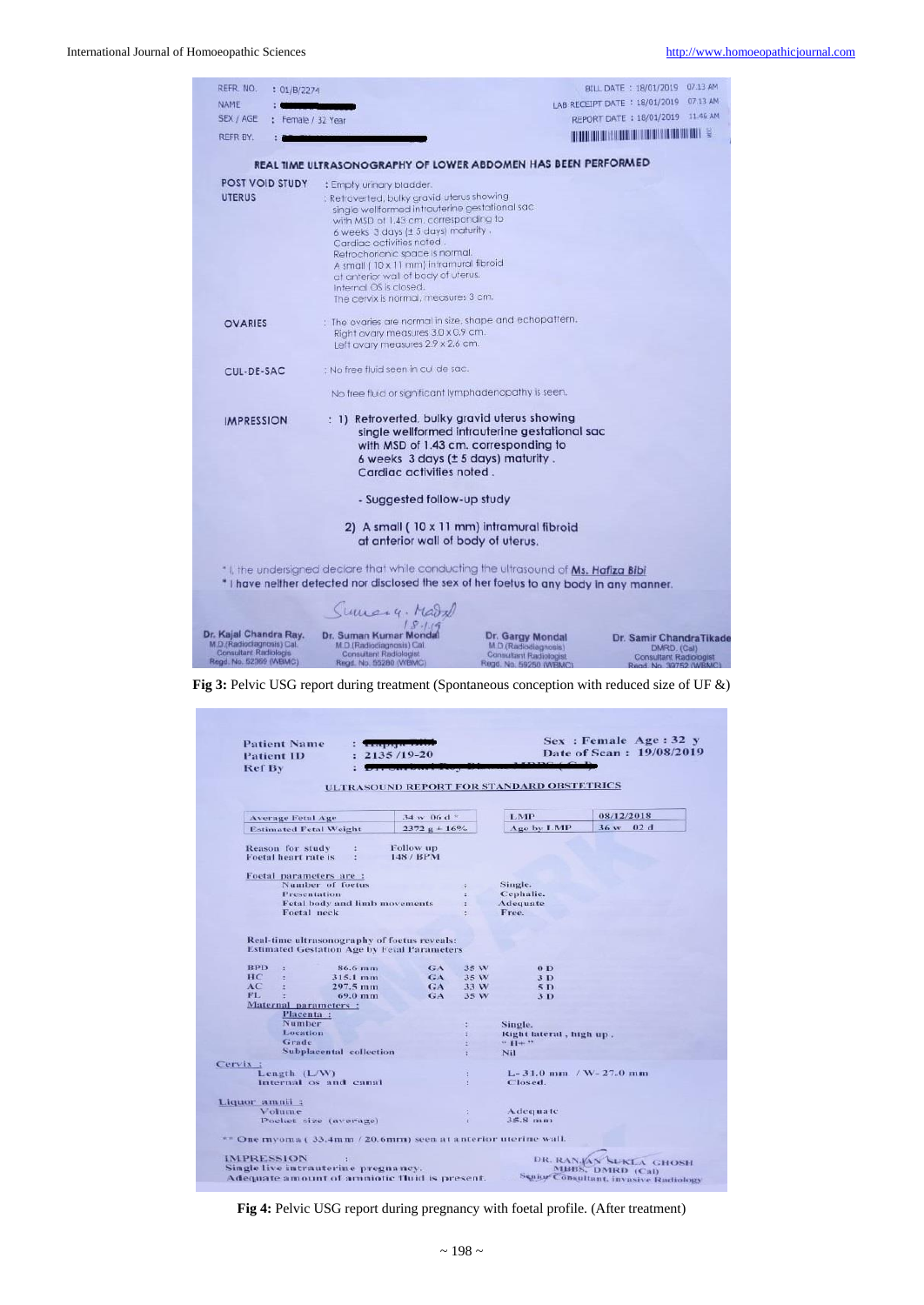REFR. NO. : 01/B/2274
NAME :
SEX / AGE : Female / 32 Year
REFR BY. :

BILL DATE : 18/01/2019 07.13 AM
LAB RECEIPT DATE : 18/01/2019 07.13 AM
REPORT DATE : 18/01/2019 11.46 AM

**REAL TIME ULTRASONOGRAPHY OF LOWER ABDOMEN HAS BEEN PERFORMED**

| | |
|---|---|
| POST VOID STUDY | : Empty urinary bladder. |
| UTERUS | : Retroverted, bulky gravid uterus showing single wellformed intrauterine gestational sac with MSD of 1.43 cm. corresponding to 6 weeks 3 days (± 5 days) maturity. Cardiac activities noted. Retrochorionic space is normal. A small (10 x 11 mm) intramural fibroid at anterior wall of body of uterus. Internal OS is closed. The cervix is normal, measures 3 cm. |
| OVARIES | : The ovaries are normal in size, shape and echopattern. Right ovary measures 3.0 x 0.9 cm. Left ovary measures 2.9 x 2.6 cm. |
| CUL-DE-SAC | : No free fluid seen in cul de sac. No free fluid or significant lymphadenopathy is seen. |
| IMPRESSION | : 1) Retroverted, bulky gravid uterus showing single wellformed intrauterine gestational sac with MSD of 1.43 cm. corresponding to 6 weeks 3 days (± 5 days) maturity. Cardiac activities noted. - Suggested follow-up study 2) A small (10 x 11 mm) intramural fibroid at anterior wall of body of uterus. |

* I, the undersigned declare that while conducting the ultrasound of Ms. Hafiza Bibi
* I have neither detected nor disclosed the sex of her foetus to any body in any manner.

Dr. Kajal Chandra Ray, M.D.(Radiodiagnosis) Cal. Consultant Radiologist Regd. No. 52369 (WBMC)
Dr. Suman Kumar Mondal, M.D.(Radiodiagnosis) Cal. Consultant Radiologist Regd. No. 55280 (WBMC)
Dr. Gargy Mondal, M.D.(Radiodiagnosis) Consultant Radiologist Regd. No. 59250 (WBMC)
Dr. Samir Chandra Tikadar, DMRD. (Cal) Consultant Radiologist Regd. No. 39752 (WBMC)

**Fig 3:** Pelvic USG report during treatment (Spontaneous conception with reduced size of UF &)

Patient Name :
Patient ID : 2135/19-20
Ref By :

Sex : Female Age : 32 y
Date of Scan : 19/08/2019

**ULTRASOUND REPORT FOR STANDARD OBSTETRICS**

| | | | |
|---|---|---|---|
| Average Fetal Age | 34 w 06 d | LMP | 08/12/2018 |
| Estimated Fetal Weight | 2372 g + 16% | Age by LMP | 36 w 02 d |

Reason for study : Follow up
Foetal heart rate is : 148 / BPM

Foetal parameters are :
- Number of foetus : Single.
- Presentation : Cephalic.
- Fetal body and limb movements : Adequate
- Foetal neck : Free.

Real-time ultrasonography of foetus reveals:
Estimated Gestation Age by Fetal Parameters

| | | | |
|---|---|---|---|
| BPD | 86.6 mm | GA 35 W | 0 D |
| HC | 315.1 mm | GA 35 W | 3 D |
| AC | 297.5 mm | GA 33 W | 5 D |
| FL | 69.0 mm | GA 35 W | 3 D |

Maternal parameters :
Placenta :
- Number : Single.
- Location : Right lateral, high up.
- Grade : " II+ "
- Subplacental collection : Nil

Cervix :
- Length (L/W) : L- 31.0 mm / W- 27.0 mm
- Internal os and canal : Closed.

Liquor amnii :
- Volume : Adequate
- Pocket size (average) : 35.8 mm

** One myoma (33.4mm / 20.6mm) seen at anterior uterine wall.

IMPRESSION :
Single live intrauterine pregnancy.
Adequate amount of amniotic fluid is present.

DR. RANJAN SUKLA GHOSH, MBBS, DMRD (Cal), Senior Consultant, Invasive Radiology

**Fig 4:** Pelvic USG report during pregnancy with foetal profile. (After treatment)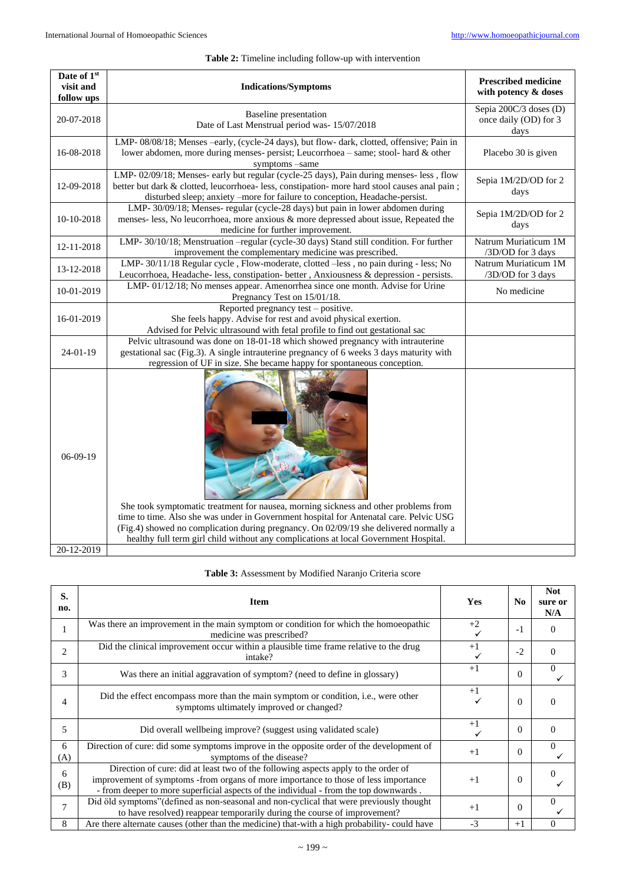**Table 2:** Timeline including follow-up with intervention

| Date of 1st visit and follow ups | Indications/Symptoms | Prescribed medicine with potency & doses |
|---|---|---|
| 20-07-2018 | Baseline presentation<br>Date of Last Menstrual period was- 15/07/2018 | Sepia 200C/3 doses (D) once daily (OD) for 3 days |
| 16-08-2018 | LMP- 08/08/18; Menses –early, (cycle-24 days), but flow- dark, clotted, offensive; Pain in lower abdomen, more during menses- persist; Leucorrhoea – same; stool- hard & other symptoms –same | Placebo 30 is given |
| 12-09-2018 | LMP- 02/09/18; Menses- early but regular (cycle-25 days), Pain during menses- less , flow better but dark & clotted, leucorrhoea- less, constipation- more hard stool causes anal pain ; disturbed sleep; anxiety –more for failure to conception, Headache-persist. | Sepia 1M/2D/OD for 2 days |
| 10-10-2018 | LMP- 30/09/18; Menses- regular (cycle-28 days) but pain in lower abdomen during menses- less, No leucorrhoea, more anxious & more depressed about issue, Repeated the medicine for further improvement. | Sepia 1M/2D/OD for 2 days |
| 12-11-2018 | LMP- 30/10/18; Menstruation –regular (cycle-30 days) Stand still condition. For further improvement the complementary medicine was prescribed. | Natrum Muriaticum 1M /3D/OD for 3 days |
| 13-12-2018 | LMP- 30/11/18 Regular cycle , Flow-moderate, clotted –less , no pain during - less; No Leucorrhoea, Headache- less, constipation- better , Anxiousness & depression - persists. | Natrum Muriaticum 1M /3D/OD for 3 days |
| 10-01-2019 | LMP- 01/12/18; No menses appear. Amenorrhea since one month. Advise for Urine Pregnancy Test on 15/01/18. | No medicine |
| 16-01-2019 | Reported pregnancy test – positive.<br>She feels happy. Advise for rest and avoid physical exertion.<br>Advised for Pelvic ultrasound with fetal profile to find out gestational sac | |
| 24-01-19 | Pelvic ultrasound was done on 18-01-18 which showed pregnancy with intrauterine gestational sac (Fig.3). A single intrauterine pregnancy of 6 weeks 3 days maturity with regression of UF in size. She became happy for spontaneous conception. | |
| 06-09-19 | She took symptomatic treatment for nausea, morning sickness and other problems from time to time. Also she was under in Government hospital for Antenatal care. Pelvic USG (Fig.4) showed no complication during pregnancy. On 02/09/19 she delivered normally a healthy full term girl child without any complications at local Government Hospital. | |
| 20-12-2019 | | |

**Table 3:** Assessment by Modified Naranjo Criteria score

| S. no. | Item | Yes | No | Not sure or N/A |
|---|---|---|---|---|
| 1 | Was there an improvement in the main symptom or condition for which the homoeopathic medicine was prescribed? | +2 ✓ | -1 | 0 |
| 2 | Did the clinical improvement occur within a plausible time frame relative to the drug intake? | +1 ✓ | -2 | 0 |
| 3 | Was there an initial aggravation of symptom? (need to define in glossary) | +1 | 0 | 0 ✓ |
| 4 | Did the effect encompass more than the main symptom or condition, i.e., were other symptoms ultimately improved or changed? | +1 ✓ | 0 | 0 |
| 5 | Did overall wellbeing improve? (suggest using validated scale) | +1 ✓ | 0 | 0 |
| 6 (A) | Direction of cure: did some symptoms improve in the opposite order of the development of symptoms of the disease? | +1 | 0 | 0 ✓ |
| 6 (B) | Direction of cure: did at least two of the following aspects apply to the order of improvement of symptoms -from organs of more importance to those of less importance - from deeper to more superficial aspects of the individual - from the top downwards . | +1 | 0 | 0 ✓ |
| 7 | Did öld symptoms"(defined as non-seasonal and non-cyclical that were previously thought to have resolved) reappear temporarily during the course of improvement? | +1 | 0 | 0 ✓ |
| 8 | Are there alternate causes (other than the medicine) that-with a high probability- could have | -3 | +1 | 0 |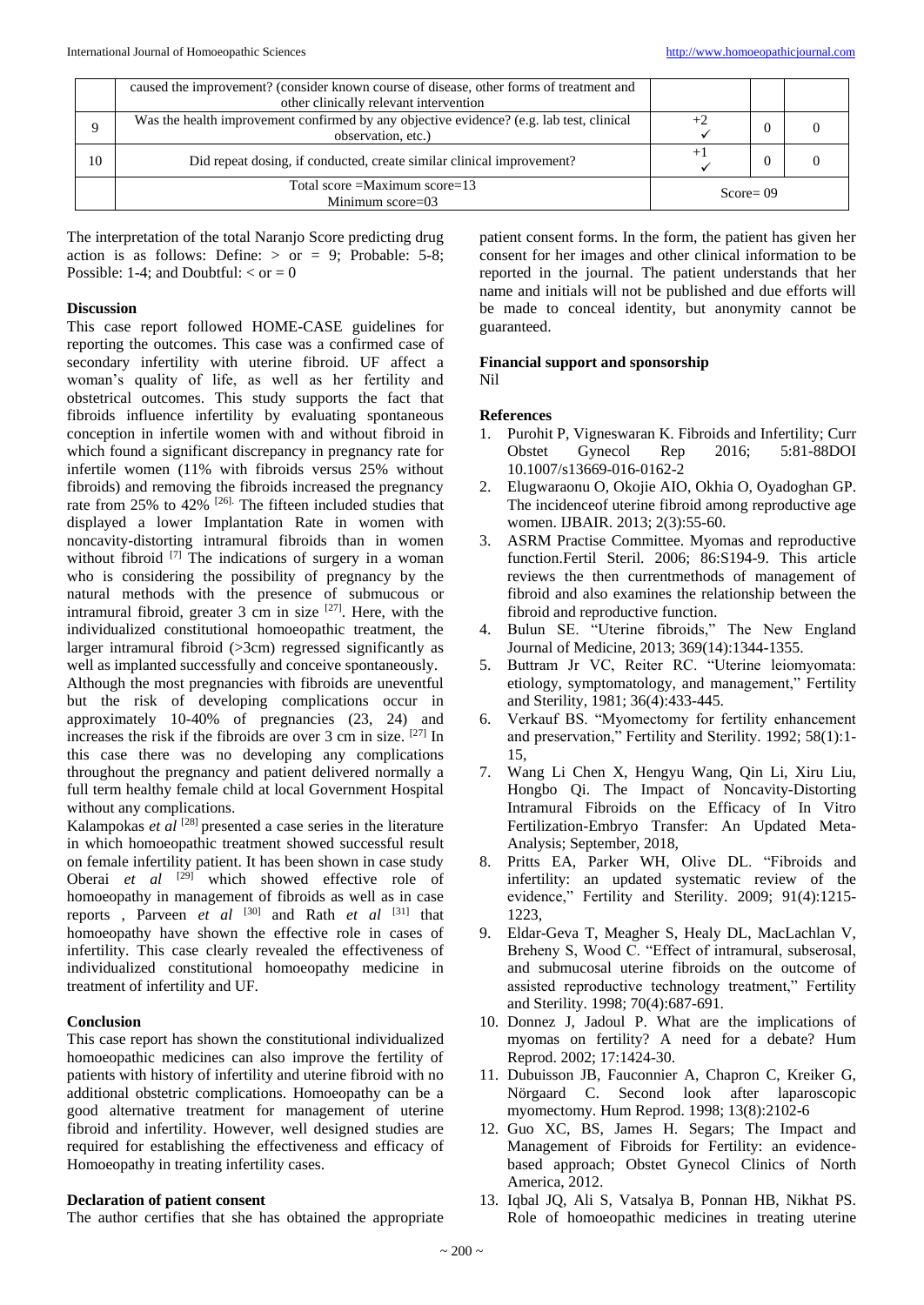|  | caused the improvement? (consider known course of disease, other forms of treatment and other clinically relevant intervention |  |  |  |
| --- | --- | --- | --- | --- |
| 9 | Was the health improvement confirmed by any objective evidence? (e.g. lab test, clinical observation, etc.) | +2 ✓ | 0 | 0 |
| 10 | Did repeat dosing, if conducted, create similar clinical improvement? | +1 ✓ | 0 | 0 |
|  | Total score =Maximum score=13 Minimum score=03 | Score= 09 |  |  |

The interpretation of the total Naranjo Score predicting drug action is as follows: Define: > or = 9; Probable: 5-8; Possible: 1-4; and Doubtful: < or = 0

## Discussion

This case report followed HOME-CASE guidelines for reporting the outcomes. This case was a confirmed case of secondary infertility with uterine fibroid. UF affect a woman's quality of life, as well as her fertility and obstetrical outcomes. This study supports the fact that fibroids influence infertility by evaluating spontaneous conception in infertile women with and without fibroid in which found a significant discrepancy in pregnancy rate for infertile women (11% with fibroids versus 25% without fibroids) and removing the fibroids increased the pregnancy rate from 25% to 42% [26]. The fifteen included studies that displayed a lower Implantation Rate in women with noncavity-distorting intramural fibroids than in women without fibroid [7] The indications of surgery in a woman who is considering the possibility of pregnancy by the natural methods with the presence of submucous or intramural fibroid, greater 3 cm in size [27]. Here, with the individualized constitutional homoeopathic treatment, the larger intramural fibroid (>3cm) regressed significantly as well as implanted successfully and conceive spontaneously.

Although the most pregnancies with fibroids are uneventful but the risk of developing complications occur in approximately 10-40% of pregnancies (23, 24) and increases the risk if the fibroids are over 3 cm in size. [27] In this case there was no developing any complications throughout the pregnancy and patient delivered normally a full term healthy female child at local Government Hospital without any complications.

Kalampokas *et al* [28] presented a case series in the literature in which homoeopathic treatment showed successful result on female infertility patient. It has been shown in case study Oberai *et al* [29] which showed effective role of homoeopathy in management of fibroids as well as in case reports , Parveen *et al* [30] and Rath *et al* [31] that homoeopathy have shown the effective role in cases of infertility. This case clearly revealed the effectiveness of individualized constitutional homoeopathy medicine in treatment of infertility and UF.

## Conclusion

This case report has shown the constitutional individualized homoeopathic medicines can also improve the fertility of patients with history of infertility and uterine fibroid with no additional obstetric complications. Homoeopathy can be a good alternative treatment for management of uterine fibroid and infertility. However, well designed studies are required for establishing the effectiveness and efficacy of Homoeopathy in treating infertility cases.

## Declaration of patient consent

The author certifies that she has obtained the appropriate patient consent forms. In the form, the patient has given her consent for her images and other clinical information to be reported in the journal. The patient understands that her name and initials will not be published and due efforts will be made to conceal identity, but anonymity cannot be guaranteed.

## Financial support and sponsorship

Nil

## References

1. Purohit P, Vigneswaran K. Fibroids and Infertility; Curr Obstet Gynecol Rep 2016; 5:81-88DOI 10.1007/s13669-016-0162-2
2. Elugwaraonu O, Okojie AIO, Okhia O, Oyadoghan GP. The incidenceof uterine fibroid among reproductive age women. IJBAIR. 2013; 2(3):55-60.
3. ASRM Practise Committee. Myomas and reproductive function.Fertil Steril. 2006; 86:S194-9. This article reviews the then currentmethods of management of fibroid and also examines the relationship between the fibroid and reproductive function.
4. Bulun SE. "Uterine fibroids," The New England Journal of Medicine, 2013; 369(14):1344-1355.
5. Buttram Jr VC, Reiter RC. "Uterine leiomyomata: etiology, symptomatology, and management," Fertility and Sterility, 1981; 36(4):433-445.
6. Verkauf BS. "Myomectomy for fertility enhancement and preservation," Fertility and Sterility. 1992; 58(1):1-15,
7. Wang Li Chen X, Hengyu Wang, Qin Li, Xiru Liu, Hongbo Qi. The Impact of Noncavity-Distorting Intramural Fibroids on the Efficacy of In Vitro Fertilization-Embryo Transfer: An Updated Meta-Analysis; September, 2018,
8. Pritts EA, Parker WH, Olive DL. "Fibroids and infertility: an updated systematic review of the evidence," Fertility and Sterility. 2009; 91(4):1215-1223,
9. Eldar-Geva T, Meagher S, Healy DL, MacLachlan V, Breheny S, Wood C. "Effect of intramural, subserosal, and submucosal uterine fibroids on the outcome of assisted reproductive technology treatment," Fertility and Sterility. 1998; 70(4):687-691.
10. Donnez J, Jadoul P. What are the implications of myomas on fertility? A need for a debate? Hum Reprod. 2002; 17:1424-30.
11. Dubuisson JB, Fauconnier A, Chapron C, Kreiker G, Nörgaard C. Second look after laparoscopic myomectomy. Hum Reprod. 1998; 13(8):2102-6
12. Guo XC, BS, James H. Segars; The Impact and Management of Fibroids for Fertility: an evidence-based approach; Obstet Gynecol Clinics of North America, 2012.
13. Iqbal JQ, Ali S, Vatsalya B, Ponnan HB, Nikhat PS. Role of homoeopathic medicines in treating uterine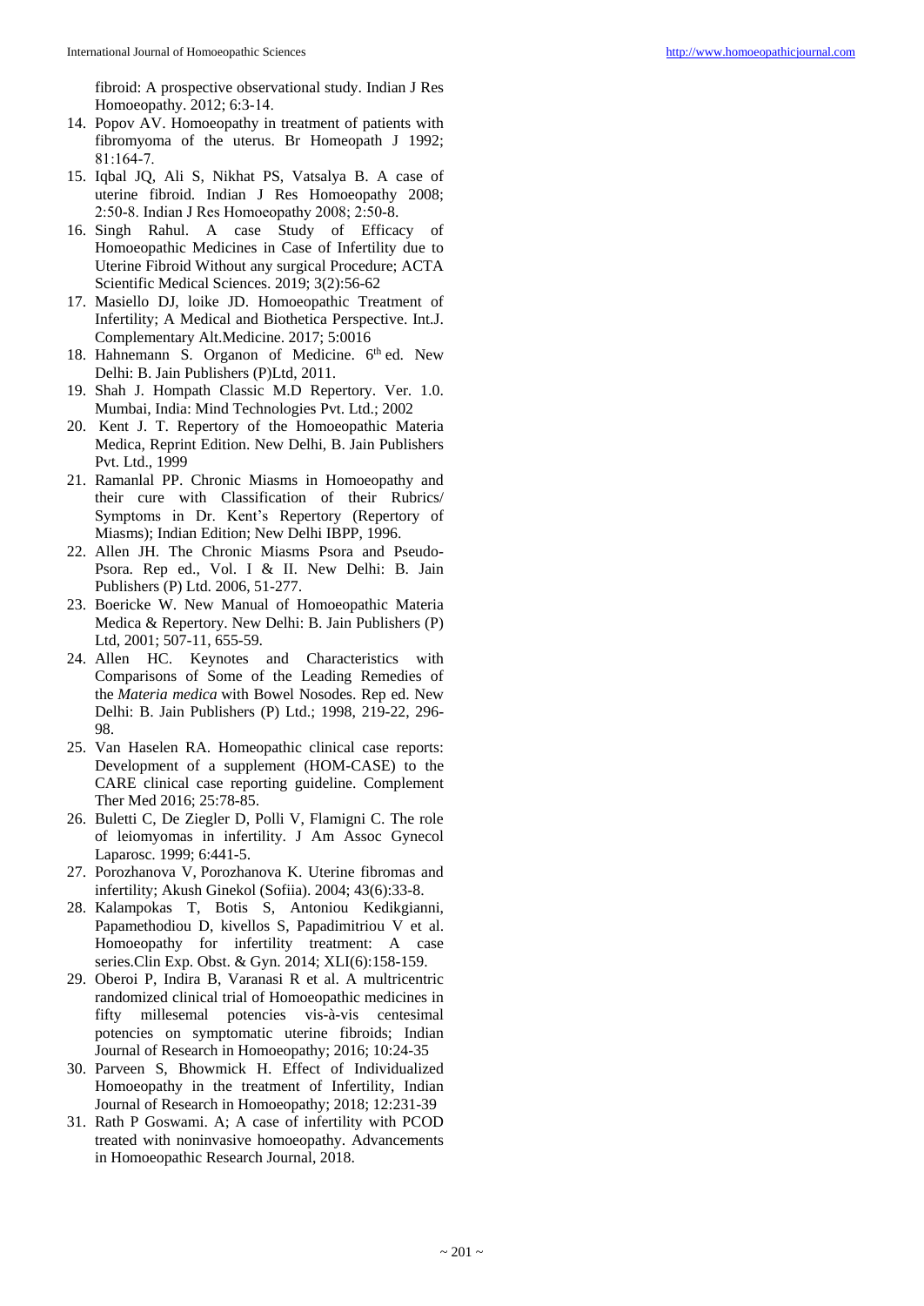fibroid: A prospective observational study. Indian J Res Homoeopathy. 2012; 6:3-14.

14. Popov AV. Homoeopathy in treatment of patients with fibromyoma of the uterus. Br Homeopath J 1992; 81:164-7.
15. Iqbal JQ, Ali S, Nikhat PS, Vatsalya B. A case of uterine fibroid. Indian J Res Homoeopathy 2008; 2:50-8. Indian J Res Homoeopathy 2008; 2:50-8.
16. Singh Rahul. A case Study of Efficacy of Homoeopathic Medicines in Case of Infertility due to Uterine Fibroid Without any surgical Procedure; ACTA Scientific Medical Sciences. 2019; 3(2):56-62
17. Masiello DJ, loike JD. Homoeopathic Treatment of Infertility; A Medical and Biothetica Perspective. Int.J. Complementary Alt.Medicine. 2017; 5:0016
18. Hahnemann S. Organon of Medicine. 6th ed. New Delhi: B. Jain Publishers (P)Ltd, 2011.
19. Shah J. Hompath Classic M.D Repertory. Ver. 1.0. Mumbai, India: Mind Technologies Pvt. Ltd.; 2002
20. Kent J. T. Repertory of the Homoeopathic Materia Medica, Reprint Edition. New Delhi, B. Jain Publishers Pvt. Ltd., 1999
21. Ramanlal PP. Chronic Miasms in Homoeopathy and their cure with Classification of their Rubrics/ Symptoms in Dr. Kent's Repertory (Repertory of Miasms); Indian Edition; New Delhi IBPP, 1996.
22. Allen JH. The Chronic Miasms Psora and Pseudo-Psora. Rep ed., Vol. I & II. New Delhi: B. Jain Publishers (P) Ltd. 2006, 51-277.
23. Boericke W. New Manual of Homoeopathic Materia Medica & Repertory. New Delhi: B. Jain Publishers (P) Ltd, 2001; 507-11, 655-59.
24. Allen HC. Keynotes and Characteristics with Comparisons of Some of the Leading Remedies of the *Materia medica* with Bowel Nosodes. Rep ed. New Delhi: B. Jain Publishers (P) Ltd.; 1998, 219-22, 296-98.
25. Van Haselen RA. Homeopathic clinical case reports: Development of a supplement (HOM-CASE) to the CARE clinical case reporting guideline. Complement Ther Med 2016; 25:78-85.
26. Buletti C, De Ziegler D, Polli V, Flamigni C. The role of leiomyomas in infertility. J Am Assoc Gynecol Laparosc. 1999; 6:441-5.
27. Porozhanova V, Porozhanova K. Uterine fibromas and infertility; Akush Ginekol (Sofiia). 2004; 43(6):33-8.
28. Kalampokas T, Botis S, Antoniou Kedikgianni, Papamethodiou D, kivellos S, Papadimitriou V et al. Homoeopathy for infertility treatment: A case series.Clin Exp. Obst. & Gyn. 2014; XLI(6):158-159.
29. Oberoi P, Indira B, Varanasi R et al. A multicentric randomized clinical trial of Homoeopathic medicines in fifty millesemal potencies vis-à-vis centesimal potencies on symptomatic uterine fibroids; Indian Journal of Research in Homoeopathy; 2016; 10:24-35
30. Parveen S, Bhowmick H. Effect of Individualized Homoeopathy in the treatment of Infertility, Indian Journal of Research in Homoeopathy; 2018; 12:231-39
31. Rath P Goswami. A; A case of infertility with PCOD treated with noninvasive homoeopathy. Advancements in Homoeopathic Research Journal, 2018.